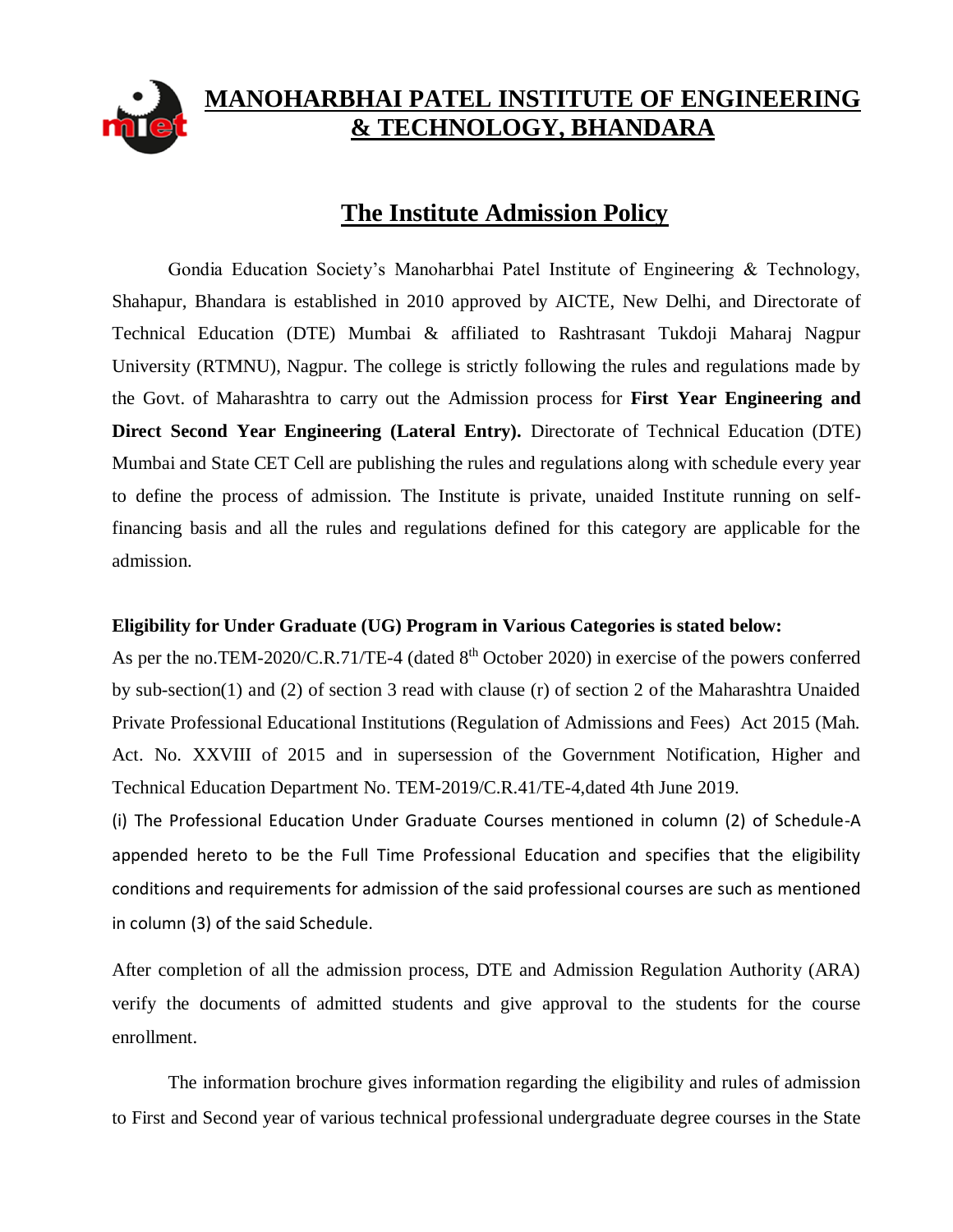# MANOHARBHAI PATEL INSTITUTE OF ENGINEERING & TECHNOLOGY, BHANDARA

## The Institute Admission Policy

Gondia Education Society's Manoharbhai Patel Institute of Engineering & Technology, Shahapur, Bhandara is established in 2010 approved by AICTE, New Delhi, and Directorate of Technical Education (DTE) Mumbai & affiliated to Rashtrasant Tukdoji Maharaj Nagpur University (RTMNU), Nagpur. The college is strictly following the rules and regulations made by the Govt. of Maharashtra to carry out the Admission process for **First Year Engineering and Direct Second Year Engineering (Lateral Entry).** Directorate of Technical Education (DTE) Mumbai and State CET Cell are publishing the rules and regulations along with schedule every year to define the process of admission. The Institute is private, unaided Institute running on self-financing basis and all the rules and regulations defined for this category are applicable for the admission.

**Eligibility for Under Graduate (UG) Program in Various Categories is stated below:**

As per the no.TEM-2020/C.R.71/TE-4 (dated 8th October 2020) in exercise of the powers conferred by sub-section(1) and (2) of section 3 read with clause (r) of section 2 of the Maharashtra Unaided Private Professional Educational Institutions (Regulation of Admissions and Fees) Act 2015 (Mah. Act. No. XXVIII of 2015 and in supersession of the Government Notification, Higher and Technical Education Department No. TEM-2019/C.R.41/TE-4,dated 4th June 2019.

(i) The Professional Education Under Graduate Courses mentioned in column (2) of Schedule-A appended hereto to be the Full Time Professional Education and specifies that the eligibility conditions and requirements for admission of the said professional courses are such as mentioned in column (3) of the said Schedule.

After completion of all the admission process, DTE and Admission Regulation Authority (ARA) verify the documents of admitted students and give approval to the students for the course enrollment.

The information brochure gives information regarding the eligibility and rules of admission to First and Second year of various technical professional undergraduate degree courses in the State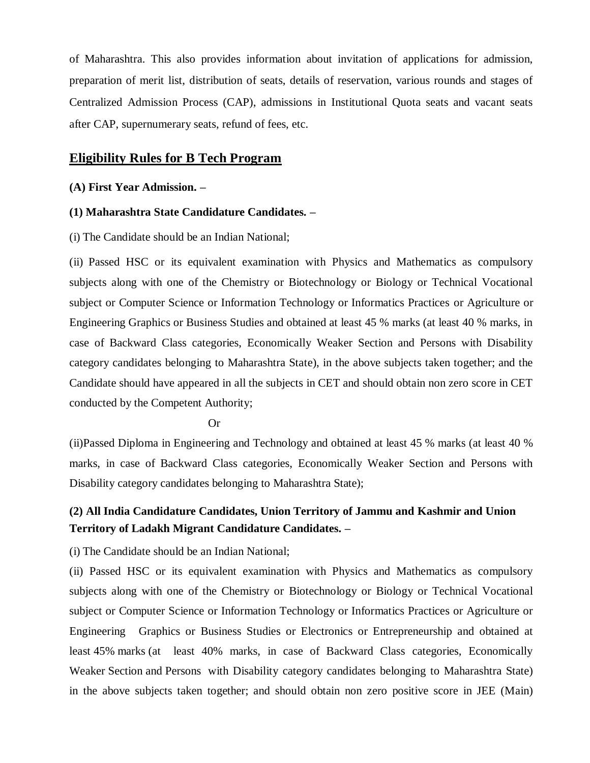of Maharashtra. This also provides information about invitation of applications for admission, preparation of merit list, distribution of seats, details of reservation, various rounds and stages of Centralized Admission Process (CAP), admissions in Institutional Quota seats and vacant seats after CAP, supernumerary seats, refund of fees, etc.

## Eligibility Rules for B Tech Program

**(A) First Year Admission. –**

**(1) Maharashtra State Candidature Candidates. –**

(i) The Candidate should be an Indian National;

(ii) Passed HSC or its equivalent examination with Physics and Mathematics as compulsory subjects along with one of the Chemistry or Biotechnology or Biology or Technical Vocational subject or Computer Science or Information Technology or Informatics Practices or Agriculture or Engineering Graphics or Business Studies and obtained at least 45 % marks (at least 40 % marks, in case of Backward Class categories, Economically Weaker Section and Persons with Disability category candidates belonging to Maharashtra State), in the above subjects taken together; and the Candidate should have appeared in all the subjects in CET and should obtain non zero score in CET conducted by the Competent Authority;

Or

(ii)Passed Diploma in Engineering and Technology and obtained at least 45 % marks (at least 40 % marks, in case of Backward Class categories, Economically Weaker Section and Persons with Disability category candidates belonging to Maharashtra State);

**(2) All India Candidature Candidates, Union Territory of Jammu and Kashmir and Union Territory of Ladakh Migrant Candidature Candidates. –**

(i) The Candidate should be an Indian National;

(ii) Passed HSC or its equivalent examination with Physics and Mathematics as compulsory subjects along with one of the Chemistry or Biotechnology or Biology or Technical Vocational subject or Computer Science or Information Technology or Informatics Practices or Agriculture or Engineering Graphics or Business Studies or Electronics or Entrepreneurship and obtained at least 45% marks (at least 40% marks, in case of Backward Class categories, Economically Weaker Section and Persons with Disability category candidates belonging to Maharashtra State) in the above subjects taken together; and should obtain non zero positive score in JEE (Main)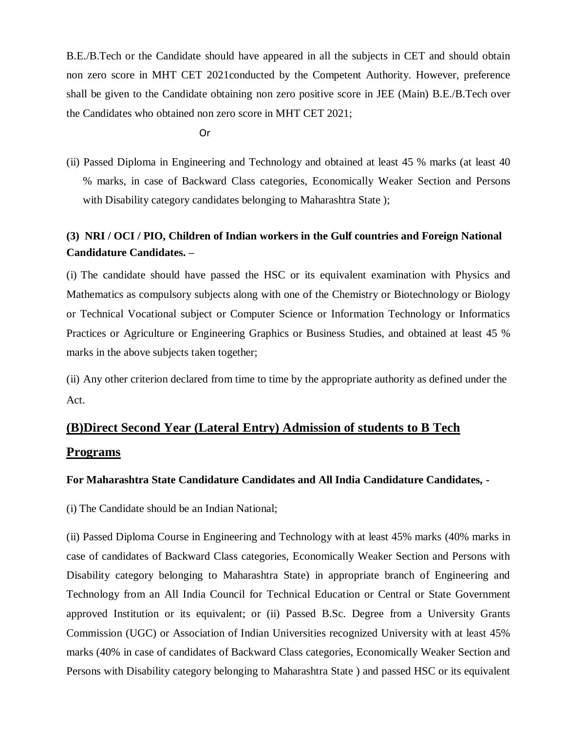B.E./B.Tech or the Candidate should have appeared in all the subjects in CET and should obtain non zero score in MHT CET 2021conducted by the Competent Authority. However, preference shall be given to the Candidate obtaining non zero positive score in JEE (Main) B.E./B.Tech over the Candidates who obtained non zero score in MHT CET 2021;

Or

(ii) Passed Diploma in Engineering and Technology and obtained at least 45 % marks (at least 40 % marks, in case of Backward Class categories, Economically Weaker Section and Persons with Disability category candidates belonging to Maharashtra State );

**(3) NRI / OCI / PIO, Children of Indian workers in the Gulf countries and Foreign National Candidature Candidates. –**

(i) The candidate should have passed the HSC or its equivalent examination with Physics and Mathematics as compulsory subjects along with one of the Chemistry or Biotechnology or Biology or Technical Vocational subject or Computer Science or Information Technology or Informatics Practices or Agriculture or Engineering Graphics or Business Studies, and obtained at least 45 % marks in the above subjects taken together;

(ii) Any other criterion declared from time to time by the appropriate authority as defined under the Act.

## (B)Direct Second Year (Lateral Entry) Admission of students to B Tech Programs

**For Maharashtra State Candidature Candidates and All India Candidature Candidates, -**

(i) The Candidate should be an Indian National;

(ii) Passed Diploma Course in Engineering and Technology with at least 45% marks (40% marks in case of candidates of Backward Class categories, Economically Weaker Section and Persons with Disability category belonging to Maharashtra State) in appropriate branch of Engineering and Technology from an All India Council for Technical Education or Central or State Government approved Institution or its equivalent; or (ii) Passed B.Sc. Degree from a University Grants Commission (UGC) or Association of Indian Universities recognized University with at least 45% marks (40% in case of candidates of Backward Class categories, Economically Weaker Section and Persons with Disability category belonging to Maharashtra State ) and passed HSC or its equivalent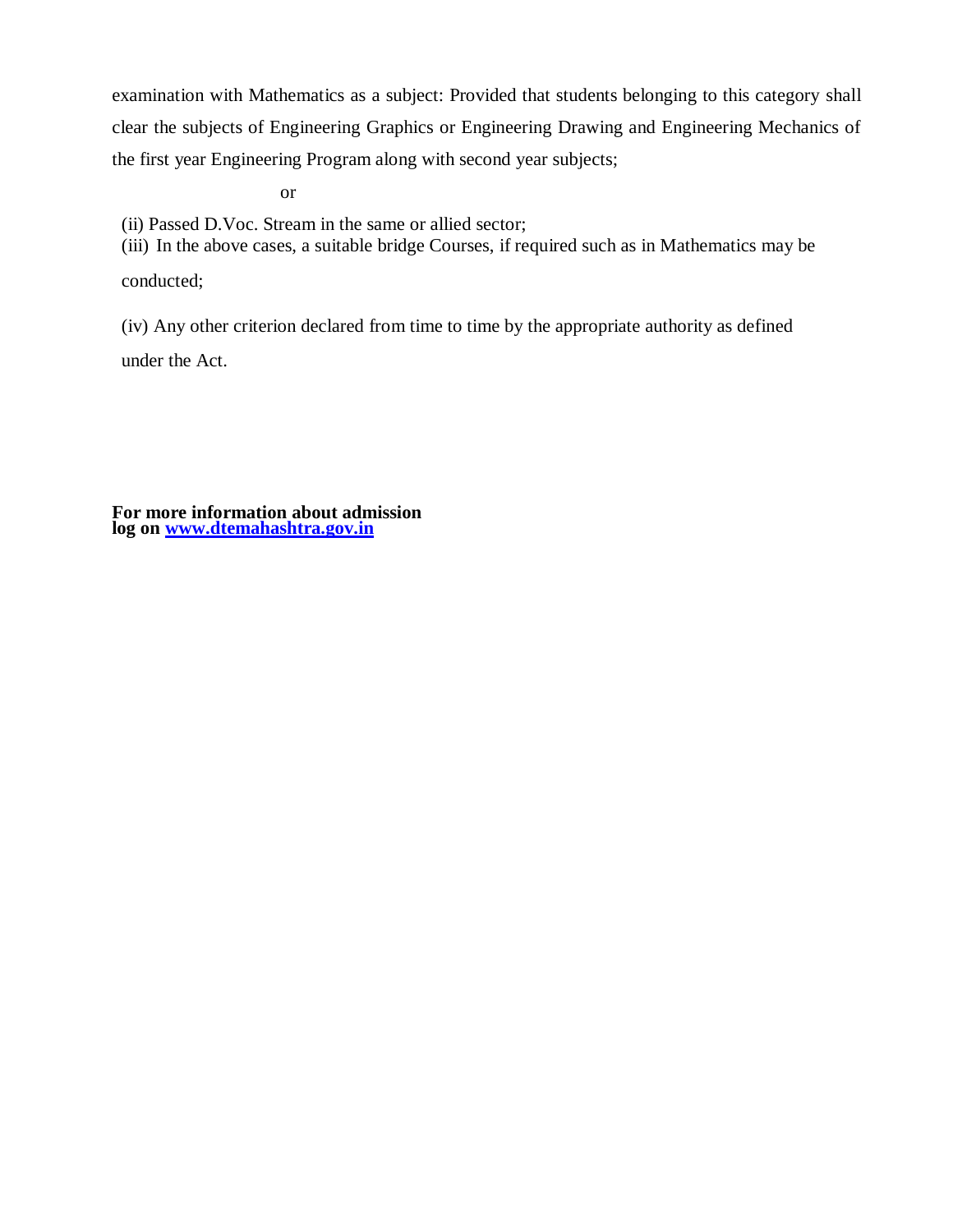examination with Mathematics as a subject: Provided that students belonging to this category shall clear the subjects of Engineering Graphics or Engineering Drawing and Engineering Mechanics of the first year Engineering Program along with second year subjects;

or

(ii) Passed D.Voc. Stream in the same or allied sector;

(iii) In the above cases, a suitable bridge Courses, if required such as in Mathematics may be conducted;

(iv) Any other criterion declared from time to time by the appropriate authority as defined under the Act.

**For more information about admission log on [www.dtemahashtra.gov.in](http://www.dtemahashtra.gov.in)**